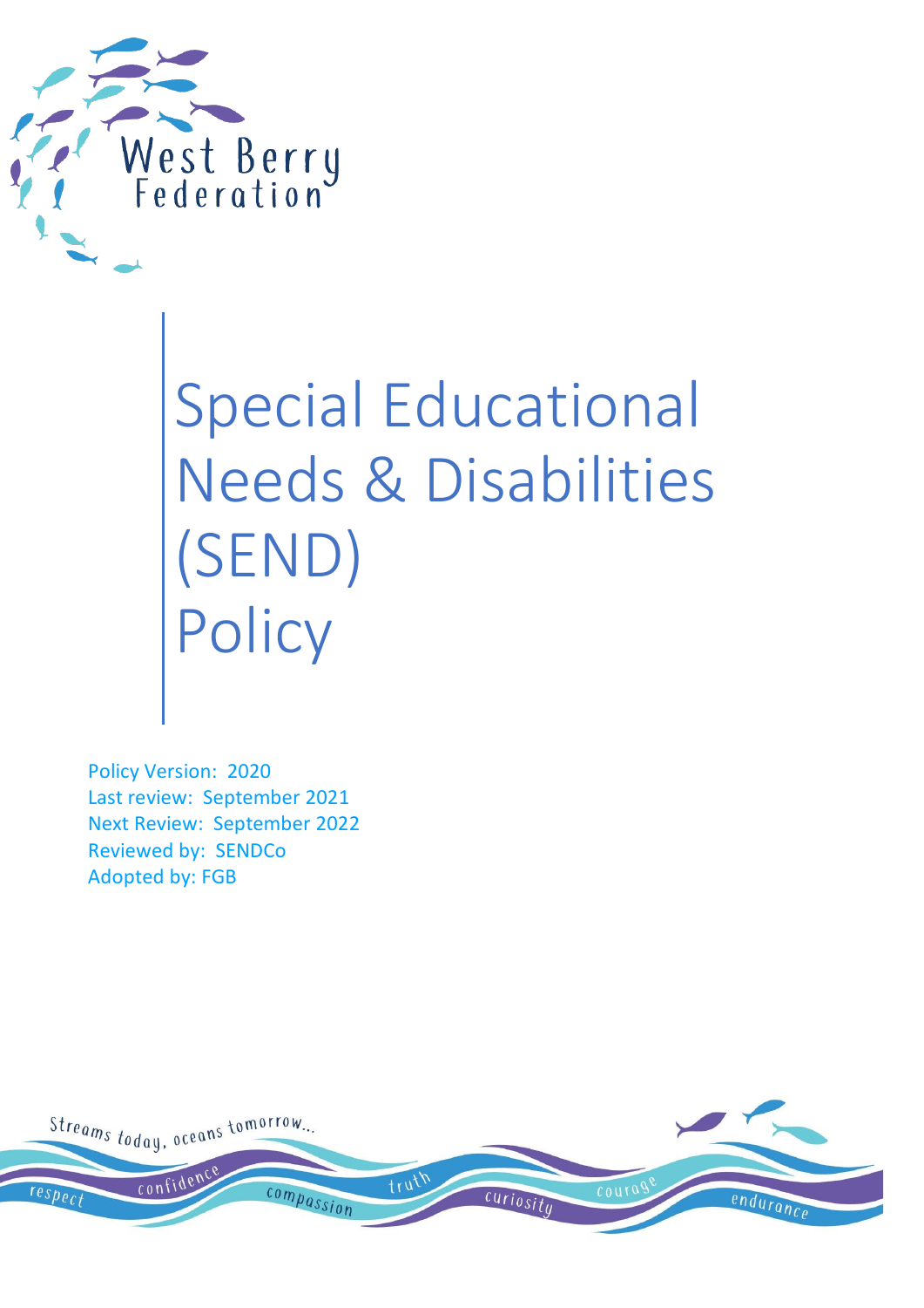West Berry Federation

# Special Educational Needs & Disabilities (SEND) Policy

Policy Version: 2020
Last review: September 2021
Next Review: September 2022
Reviewed by: SENDCo
Adopted by: FGB

Streams today, oceans tomorrow...

respect confidence compassion truth curiosity courage endurance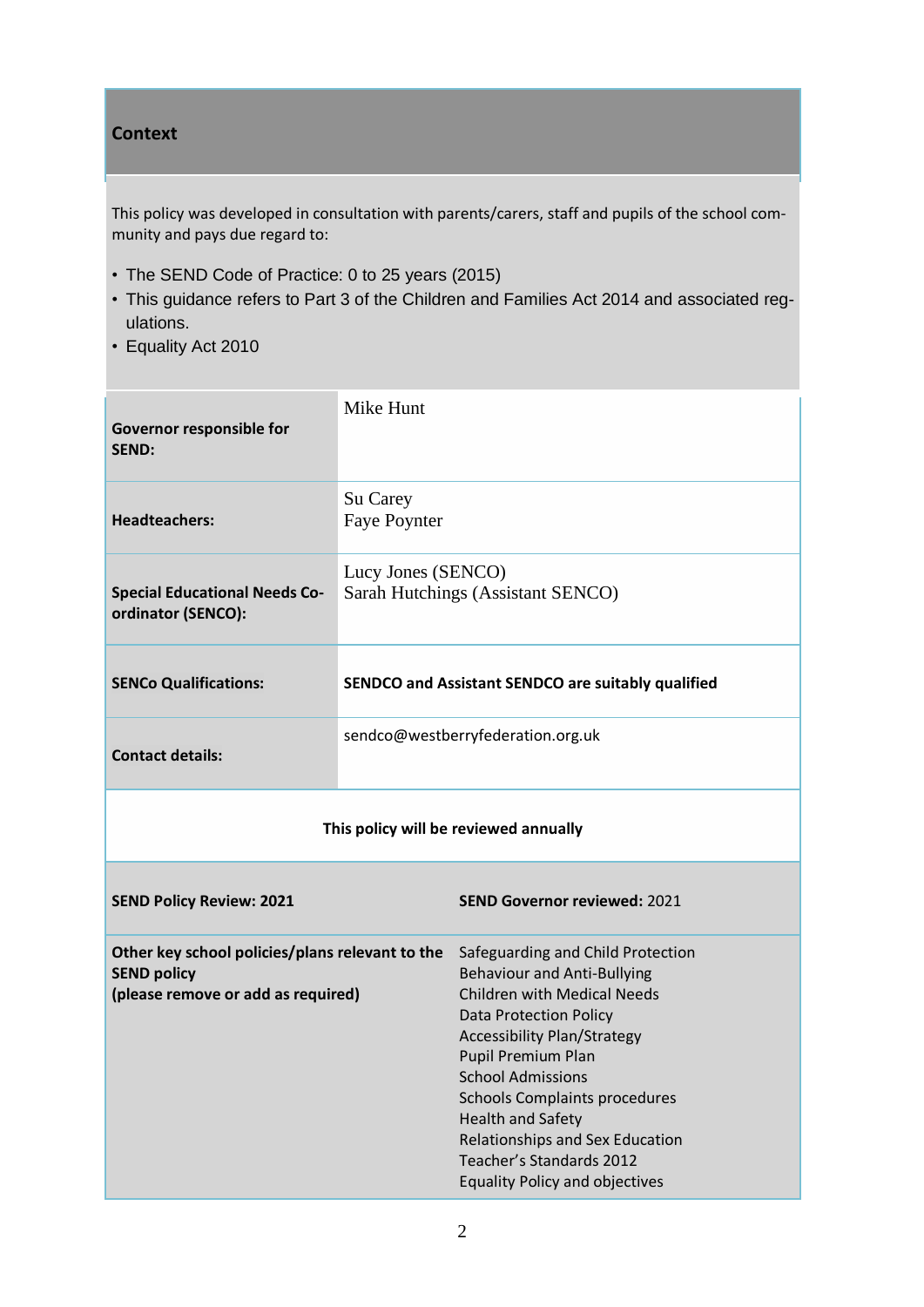## Context

This policy was developed in consultation with parents/carers, staff and pupils of the school community and pays due regard to:

- The SEND Code of Practice: 0 to 25 years (2015)
- This guidance refers to Part 3 of the Children and Families Act 2014 and associated regulations.
- Equality Act 2010

| | |
|---|---|
| **Governor responsible for SEND:** | Mike Hunt |
| **Headteachers:** | Su Carey<br>Faye Poynter |
| **Special Educational Needs Co-ordinator (SENCO):** | Lucy Jones (SENCO)<br>Sarah Hutchings (Assistant SENCO) |
| **SENCo Qualifications:** | **SENDCO and Assistant SENDCO are suitably qualified** |
| **Contact details:** | sendco@westberryfederation.org.uk |

**This policy will be reviewed annually**

| | |
|---|---|
| **SEND Policy Review: 2021** | **SEND Governor reviewed:** 2021 |
| **Other key school policies/plans relevant to the SEND policy**<br>**(please remove or add as required)** | Safeguarding and Child Protection<br>Behaviour and Anti-Bullying<br>Children with Medical Needs<br>Data Protection Policy<br>Accessibility Plan/Strategy<br>Pupil Premium Plan<br>School Admissions<br>Schools Complaints procedures<br>Health and Safety<br>Relationships and Sex Education<br>Teacher's Standards 2012<br>Equality Policy and objectives |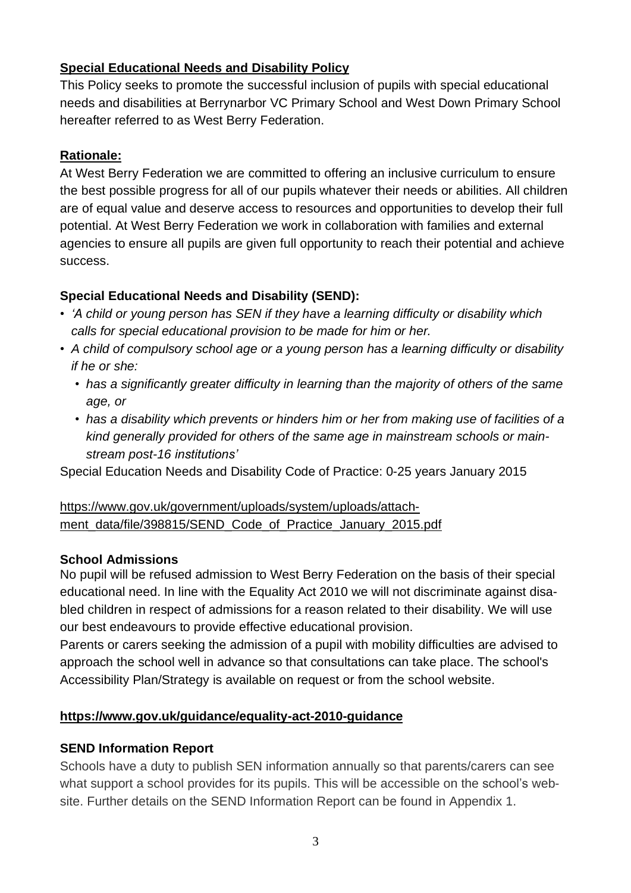## **Special Educational Needs and Disability Policy**

This Policy seeks to promote the successful inclusion of pupils with special educational needs and disabilities at Berrynarbor VC Primary School and West Down Primary School hereafter referred to as West Berry Federation.

## **Rationale:**

At West Berry Federation we are committed to offering an inclusive curriculum to ensure the best possible progress for all of our pupils whatever their needs or abilities. All children are of equal value and deserve access to resources and opportunities to develop their full potential. At West Berry Federation we work in collaboration with families and external agencies to ensure all pupils are given full opportunity to reach their potential and achieve success.

### Special Educational Needs and Disability (SEND):

- *'A child or young person has SEN if they have a learning difficulty or disability which calls for special educational provision to be made for him or her.*
- *A child of compulsory school age or a young person has a learning difficulty or disability if he or she:*
  - *has a significantly greater difficulty in learning than the majority of others of the same age, or*
  - *has a disability which prevents or hinders him or her from making use of facilities of a kind generally provided for others of the same age in mainstream schools or mainstream post-16 institutions'*

Special Education Needs and Disability Code of Practice: 0-25 years January 2015

https://www.gov.uk/government/uploads/system/uploads/attachment_data/file/398815/SEND_Code_of_Practice_January_2015.pdf

### School Admissions

No pupil will be refused admission to West Berry Federation on the basis of their special educational need. In line with the Equality Act 2010 we will not discriminate against disabled children in respect of admissions for a reason related to their disability. We will use our best endeavours to provide effective educational provision.

Parents or carers seeking the admission of a pupil with mobility difficulties are advised to approach the school well in advance so that consultations can take place. The school's Accessibility Plan/Strategy is available on request or from the school website.

**https://www.gov.uk/guidance/equality-act-2010-guidance**

### SEND Information Report

Schools have a duty to publish SEN information annually so that parents/carers can see what support a school provides for its pupils. This will be accessible on the school's website. Further details on the SEND Information Report can be found in Appendix 1.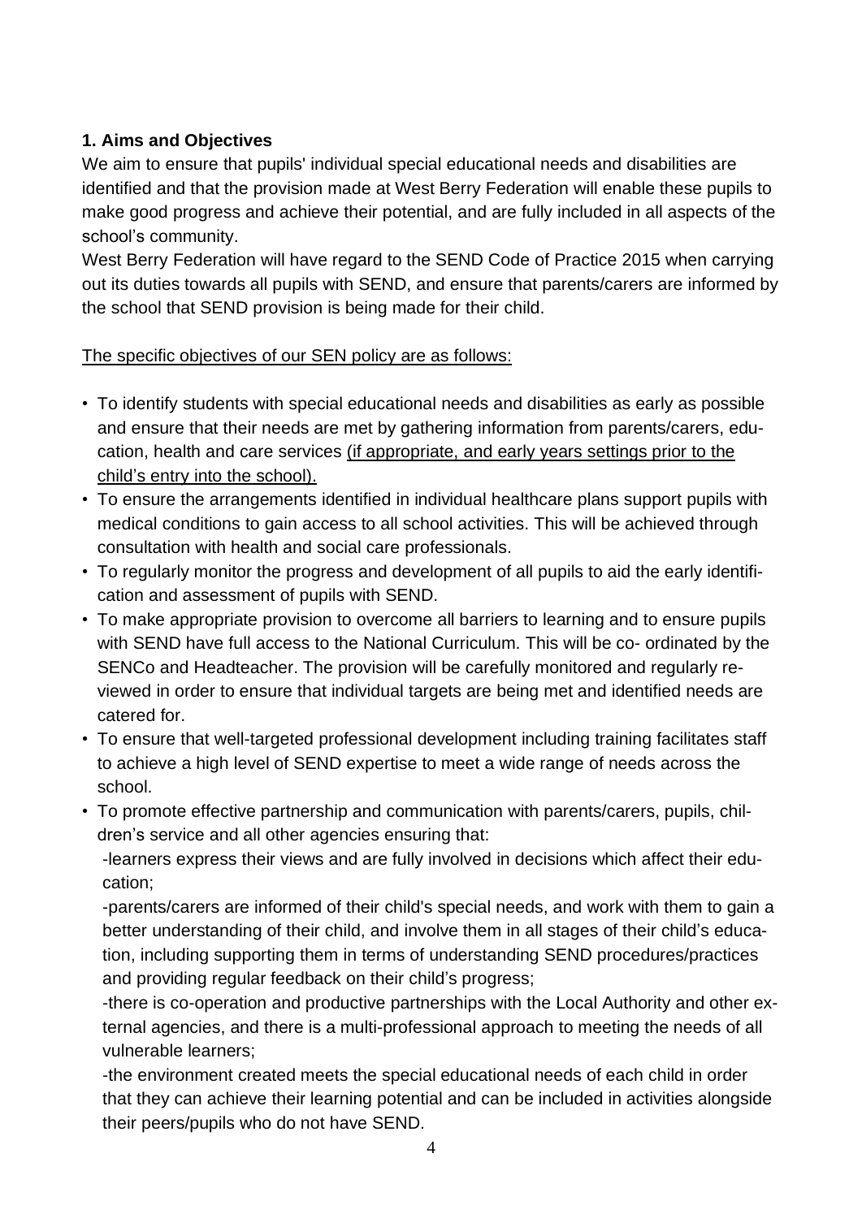**1. Aims and Objectives**

We aim to ensure that pupils' individual special educational needs and disabilities are identified and that the provision made at West Berry Federation will enable these pupils to make good progress and achieve their potential, and are fully included in all aspects of the school's community.

West Berry Federation will have regard to the SEND Code of Practice 2015 when carrying out its duties towards all pupils with SEND, and ensure that parents/carers are informed by the school that SEND provision is being made for their child.

<u>The specific objectives of our SEN policy are as follows:</u>

- To identify students with special educational needs and disabilities as early as possible and ensure that their needs are met by gathering information from parents/carers, education, health and care services <u>(if appropriate, and early years settings prior to the child's entry into the school).</u>
- To ensure the arrangements identified in individual healthcare plans support pupils with medical conditions to gain access to all school activities. This will be achieved through consultation with health and social care professionals.
- To regularly monitor the progress and development of all pupils to aid the early identification and assessment of pupils with SEND.
- To make appropriate provision to overcome all barriers to learning and to ensure pupils with SEND have full access to the National Curriculum. This will be co- ordinated by the SENCo and Headteacher. The provision will be carefully monitored and regularly reviewed in order to ensure that individual targets are being met and identified needs are catered for.
- To ensure that well-targeted professional development including training facilitates staff to achieve a high level of SEND expertise to meet a wide range of needs across the school.
- To promote effective partnership and communication with parents/carers, pupils, children's service and all other agencies ensuring that:

  -learners express their views and are fully involved in decisions which affect their education;

  -parents/carers are informed of their child's special needs, and work with them to gain a better understanding of their child, and involve them in all stages of their child's education, including supporting them in terms of understanding SEND procedures/practices and providing regular feedback on their child's progress;

  -there is co-operation and productive partnerships with the Local Authority and other external agencies, and there is a multi-professional approach to meeting the needs of all vulnerable learners;

  -the environment created meets the special educational needs of each child in order that they can achieve their learning potential and can be included in activities alongside their peers/pupils who do not have SEND.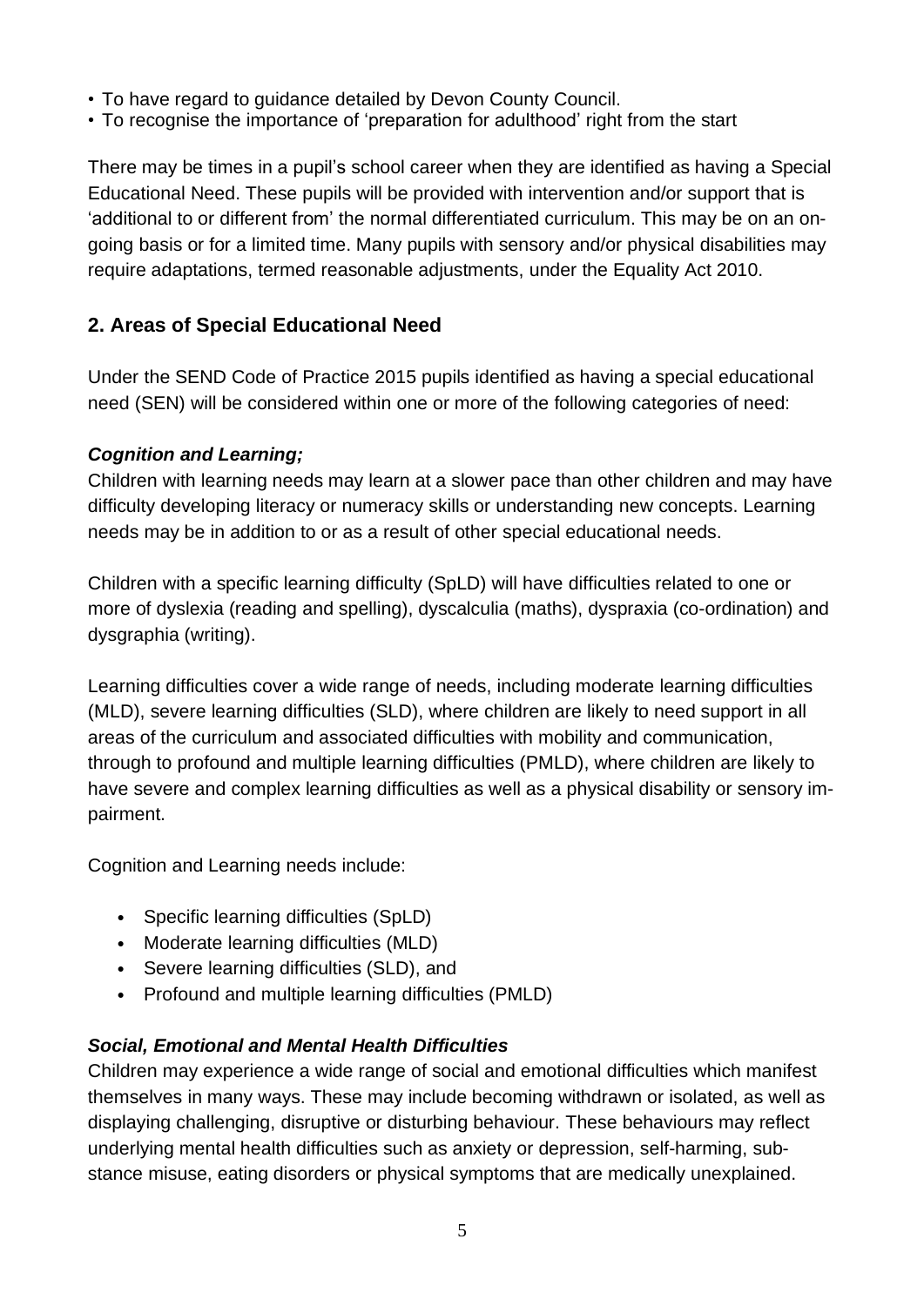- To have regard to guidance detailed by Devon County Council.
- To recognise the importance of 'preparation for adulthood' right from the start

There may be times in a pupil's school career when they are identified as having a Special Educational Need. These pupils will be provided with intervention and/or support that is 'additional to or different from' the normal differentiated curriculum. This may be on an on-going basis or for a limited time. Many pupils with sensory and/or physical disabilities may require adaptations, termed reasonable adjustments, under the Equality Act 2010.

## 2. Areas of Special Educational Need

Under the SEND Code of Practice 2015 pupils identified as having a special educational need (SEN) will be considered within one or more of the following categories of need:

***Cognition and Learning;***

Children with learning needs may learn at a slower pace than other children and may have difficulty developing literacy or numeracy skills or understanding new concepts. Learning needs may be in addition to or as a result of other special educational needs.

Children with a specific learning difficulty (SpLD) will have difficulties related to one or more of dyslexia (reading and spelling), dyscalculia (maths), dyspraxia (co-ordination) and dysgraphia (writing).

Learning difficulties cover a wide range of needs, including moderate learning difficulties (MLD), severe learning difficulties (SLD), where children are likely to need support in all areas of the curriculum and associated difficulties with mobility and communication, through to profound and multiple learning difficulties (PMLD), where children are likely to have severe and complex learning difficulties as well as a physical disability or sensory impairment.

Cognition and Learning needs include:

- Specific learning difficulties (SpLD)
- Moderate learning difficulties (MLD)
- Severe learning difficulties (SLD), and
- Profound and multiple learning difficulties (PMLD)

***Social, Emotional and Mental Health Difficulties***

Children may experience a wide range of social and emotional difficulties which manifest themselves in many ways. These may include becoming withdrawn or isolated, as well as displaying challenging, disruptive or disturbing behaviour. These behaviours may reflect underlying mental health difficulties such as anxiety or depression, self-harming, substance misuse, eating disorders or physical symptoms that are medically unexplained.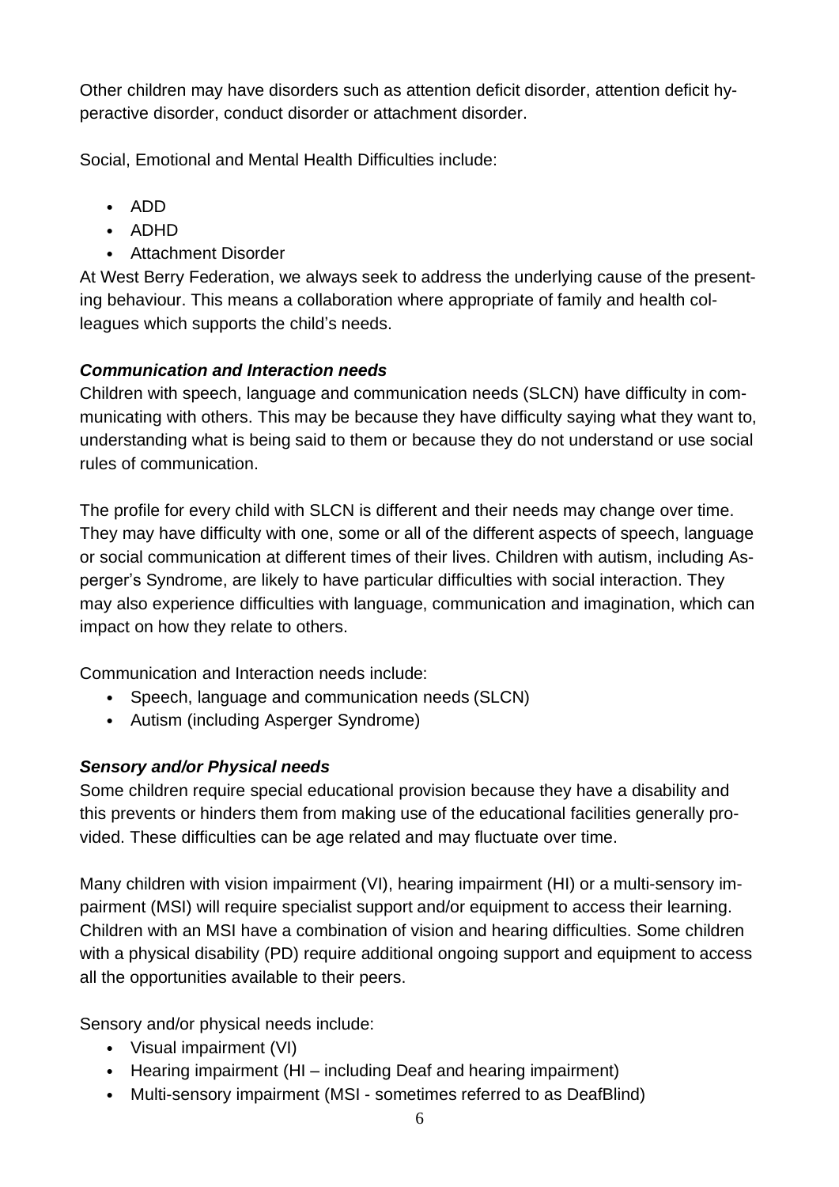Other children may have disorders such as attention deficit disorder, attention deficit hyperactive disorder, conduct disorder or attachment disorder.

Social, Emotional and Mental Health Difficulties include:

- ADD
- ADHD
- Attachment Disorder

At West Berry Federation, we always seek to address the underlying cause of the presenting behaviour. This means a collaboration where appropriate of family and health colleagues which supports the child's needs.

***Communication and Interaction needs***

Children with speech, language and communication needs (SLCN) have difficulty in communicating with others. This may be because they have difficulty saying what they want to, understanding what is being said to them or because they do not understand or use social rules of communication.

The profile for every child with SLCN is different and their needs may change over time. They may have difficulty with one, some or all of the different aspects of speech, language or social communication at different times of their lives. Children with autism, including Asperger's Syndrome, are likely to have particular difficulties with social interaction. They may also experience difficulties with language, communication and imagination, which can impact on how they relate to others.

Communication and Interaction needs include:

- Speech, language and communication needs (SLCN)
- Autism (including Asperger Syndrome)

***Sensory and/or Physical needs***

Some children require special educational provision because they have a disability and this prevents or hinders them from making use of the educational facilities generally provided. These difficulties can be age related and may fluctuate over time.

Many children with vision impairment (VI), hearing impairment (HI) or a multi-sensory impairment (MSI) will require specialist support and/or equipment to access their learning. Children with an MSI have a combination of vision and hearing difficulties. Some children with a physical disability (PD) require additional ongoing support and equipment to access all the opportunities available to their peers.

Sensory and/or physical needs include:

- Visual impairment (VI)
- Hearing impairment (HI – including Deaf and hearing impairment)
- Multi-sensory impairment (MSI - sometimes referred to as DeafBlind)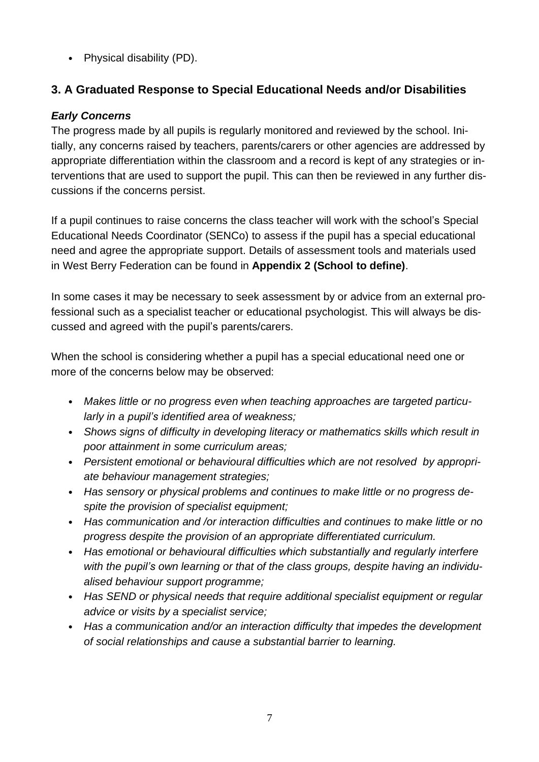- Physical disability (PD).

## 3. A Graduated Response to Special Educational Needs and/or Disabilities

***Early Concerns***

The progress made by all pupils is regularly monitored and reviewed by the school. Initially, any concerns raised by teachers, parents/carers or other agencies are addressed by appropriate differentiation within the classroom and a record is kept of any strategies or interventions that are used to support the pupil. This can then be reviewed in any further discussions if the concerns persist.

If a pupil continues to raise concerns the class teacher will work with the school's Special Educational Needs Coordinator (SENCo) to assess if the pupil has a special educational need and agree the appropriate support. Details of assessment tools and materials used in West Berry Federation can be found in **Appendix 2 (School to define)**.

In some cases it may be necessary to seek assessment by or advice from an external professional such as a specialist teacher or educational psychologist. This will always be discussed and agreed with the pupil's parents/carers.

When the school is considering whether a pupil has a special educational need one or more of the concerns below may be observed:

- *Makes little or no progress even when teaching approaches are targeted particularly in a pupil's identified area of weakness;*
- *Shows signs of difficulty in developing literacy or mathematics skills which result in poor attainment in some curriculum areas;*
- *Persistent emotional or behavioural difficulties which are not resolved by appropriate behaviour management strategies;*
- *Has sensory or physical problems and continues to make little or no progress despite the provision of specialist equipment;*
- *Has communication and /or interaction difficulties and continues to make little or no progress despite the provision of an appropriate differentiated curriculum.*
- *Has emotional or behavioural difficulties which substantially and regularly interfere with the pupil's own learning or that of the class groups, despite having an individualised behaviour support programme;*
- *Has SEND or physical needs that require additional specialist equipment or regular advice or visits by a specialist service;*
- *Has a communication and/or an interaction difficulty that impedes the development of social relationships and cause a substantial barrier to learning.*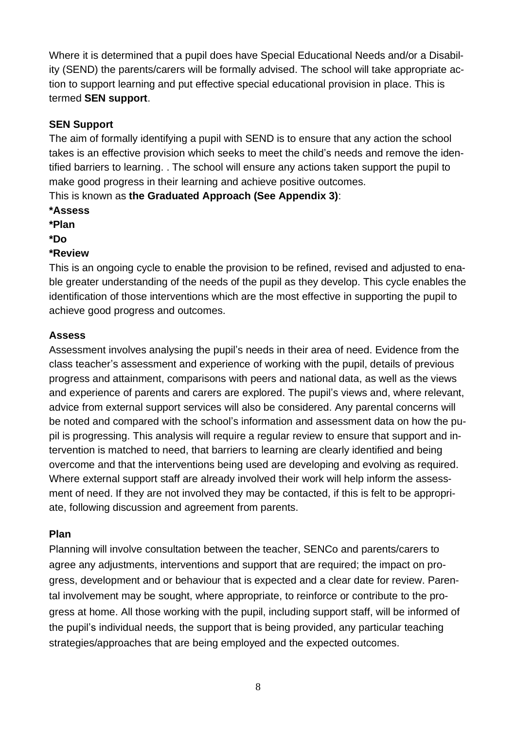Where it is determined that a pupil does have Special Educational Needs and/or a Disability (SEND) the parents/carers will be formally advised. The school will take appropriate action to support learning and put effective special educational provision in place. This is termed **SEN support**.

**SEN Support**

The aim of formally identifying a pupil with SEND is to ensure that any action the school takes is an effective provision which seeks to meet the child's needs and remove the identified barriers to learning. . The school will ensure any actions taken support the pupil to make good progress in their learning and achieve positive outcomes.

This is known as **the Graduated Approach (See Appendix 3)**:

**\*Assess**

**\*Plan**

**\*Do**

**\*Review**

This is an ongoing cycle to enable the provision to be refined, revised and adjusted to enable greater understanding of the needs of the pupil as they develop. This cycle enables the identification of those interventions which are the most effective in supporting the pupil to achieve good progress and outcomes.

**Assess**

Assessment involves analysing the pupil's needs in their area of need. Evidence from the class teacher's assessment and experience of working with the pupil, details of previous progress and attainment, comparisons with peers and national data, as well as the views and experience of parents and carers are explored. The pupil's views and, where relevant, advice from external support services will also be considered. Any parental concerns will be noted and compared with the school's information and assessment data on how the pupil is progressing. This analysis will require a regular review to ensure that support and intervention is matched to need, that barriers to learning are clearly identified and being overcome and that the interventions being used are developing and evolving as required. Where external support staff are already involved their work will help inform the assessment of need. If they are not involved they may be contacted, if this is felt to be appropriate, following discussion and agreement from parents.

**Plan**

Planning will involve consultation between the teacher, SENCo and parents/carers to agree any adjustments, interventions and support that are required; the impact on progress, development and or behaviour that is expected and a clear date for review. Parental involvement may be sought, where appropriate, to reinforce or contribute to the progress at home. All those working with the pupil, including support staff, will be informed of the pupil's individual needs, the support that is being provided, any particular teaching strategies/approaches that are being employed and the expected outcomes.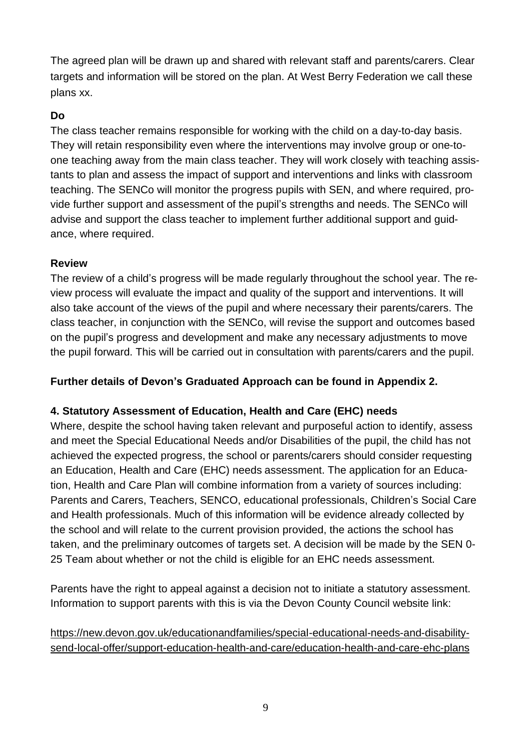The agreed plan will be drawn up and shared with relevant staff and parents/carers. Clear targets and information will be stored on the plan. At West Berry Federation we call these plans xx.

**Do**

The class teacher remains responsible for working with the child on a day-to-day basis. They will retain responsibility even where the interventions may involve group or one-to-one teaching away from the main class teacher. They will work closely with teaching assistants to plan and assess the impact of support and interventions and links with classroom teaching. The SENCo will monitor the progress pupils with SEN, and where required, provide further support and assessment of the pupil's strengths and needs. The SENCo will advise and support the class teacher to implement further additional support and guidance, where required.

**Review**

The review of a child's progress will be made regularly throughout the school year. The review process will evaluate the impact and quality of the support and interventions. It will also take account of the views of the pupil and where necessary their parents/carers. The class teacher, in conjunction with the SENCo, will revise the support and outcomes based on the pupil's progress and development and make any necessary adjustments to move the pupil forward. This will be carried out in consultation with parents/carers and the pupil.

**Further details of Devon's Graduated Approach can be found in Appendix 2.**

### 4. Statutory Assessment of Education, Health and Care (EHC) needs

Where, despite the school having taken relevant and purposeful action to identify, assess and meet the Special Educational Needs and/or Disabilities of the pupil, the child has not achieved the expected progress, the school or parents/carers should consider requesting an Education, Health and Care (EHC) needs assessment. The application for an Education, Health and Care Plan will combine information from a variety of sources including: Parents and Carers, Teachers, SENCO, educational professionals, Children's Social Care and Health professionals. Much of this information will be evidence already collected by the school and will relate to the current provision provided, the actions the school has taken, and the preliminary outcomes of targets set. A decision will be made by the SEN 0-25 Team about whether or not the child is eligible for an EHC needs assessment.

Parents have the right to appeal against a decision not to initiate a statutory assessment. Information to support parents with this is via the Devon County Council website link:

https://new.devon.gov.uk/educationandfamilies/special-educational-needs-and-disability-send-local-offer/support-education-health-and-care/education-health-and-care-ehc-plans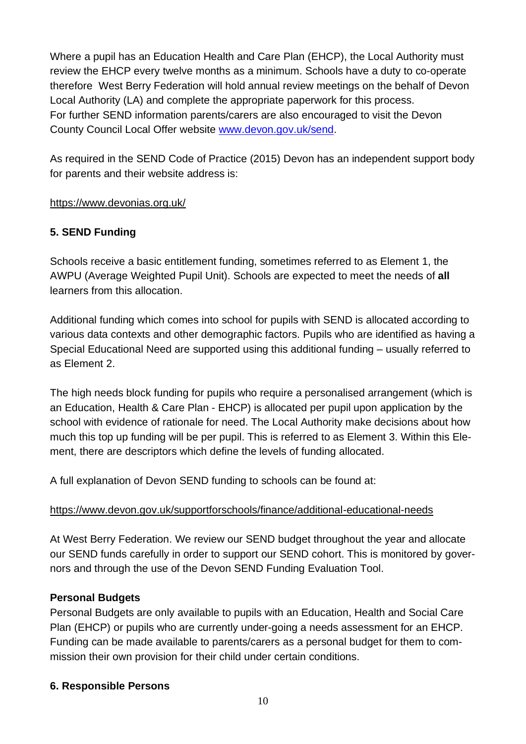Where a pupil has an Education Health and Care Plan (EHCP), the Local Authority must review the EHCP every twelve months as a minimum. Schools have a duty to co-operate therefore West Berry Federation will hold annual review meetings on the behalf of Devon Local Authority (LA) and complete the appropriate paperwork for this process.
For further SEND information parents/carers are also encouraged to visit the Devon County Council Local Offer website [www.devon.gov.uk/send](www.devon.gov.uk/send).

As required in the SEND Code of Practice (2015) Devon has an independent support body for parents and their website address is:

https://www.devonias.org.uk/

### 5. SEND Funding

Schools receive a basic entitlement funding, sometimes referred to as Element 1, the AWPU (Average Weighted Pupil Unit). Schools are expected to meet the needs of **all** learners from this allocation.

Additional funding which comes into school for pupils with SEND is allocated according to various data contexts and other demographic factors. Pupils who are identified as having a Special Educational Need are supported using this additional funding – usually referred to as Element 2.

The high needs block funding for pupils who require a personalised arrangement (which is an Education, Health & Care Plan - EHCP) is allocated per pupil upon application by the school with evidence of rationale for need. The Local Authority make decisions about how much this top up funding will be per pupil. This is referred to as Element 3. Within this Element, there are descriptors which define the levels of funding allocated.

A full explanation of Devon SEND funding to schools can be found at:

https://www.devon.gov.uk/supportforschools/finance/additional-educational-needs

At West Berry Federation. We review our SEND budget throughout the year and allocate our SEND funds carefully in order to support our SEND cohort. This is monitored by governors and through the use of the Devon SEND Funding Evaluation Tool.

**Personal Budgets**
Personal Budgets are only available to pupils with an Education, Health and Social Care Plan (EHCP) or pupils who are currently under-going a needs assessment for an EHCP. Funding can be made available to parents/carers as a personal budget for them to commission their own provision for their child under certain conditions.

### 6. Responsible Persons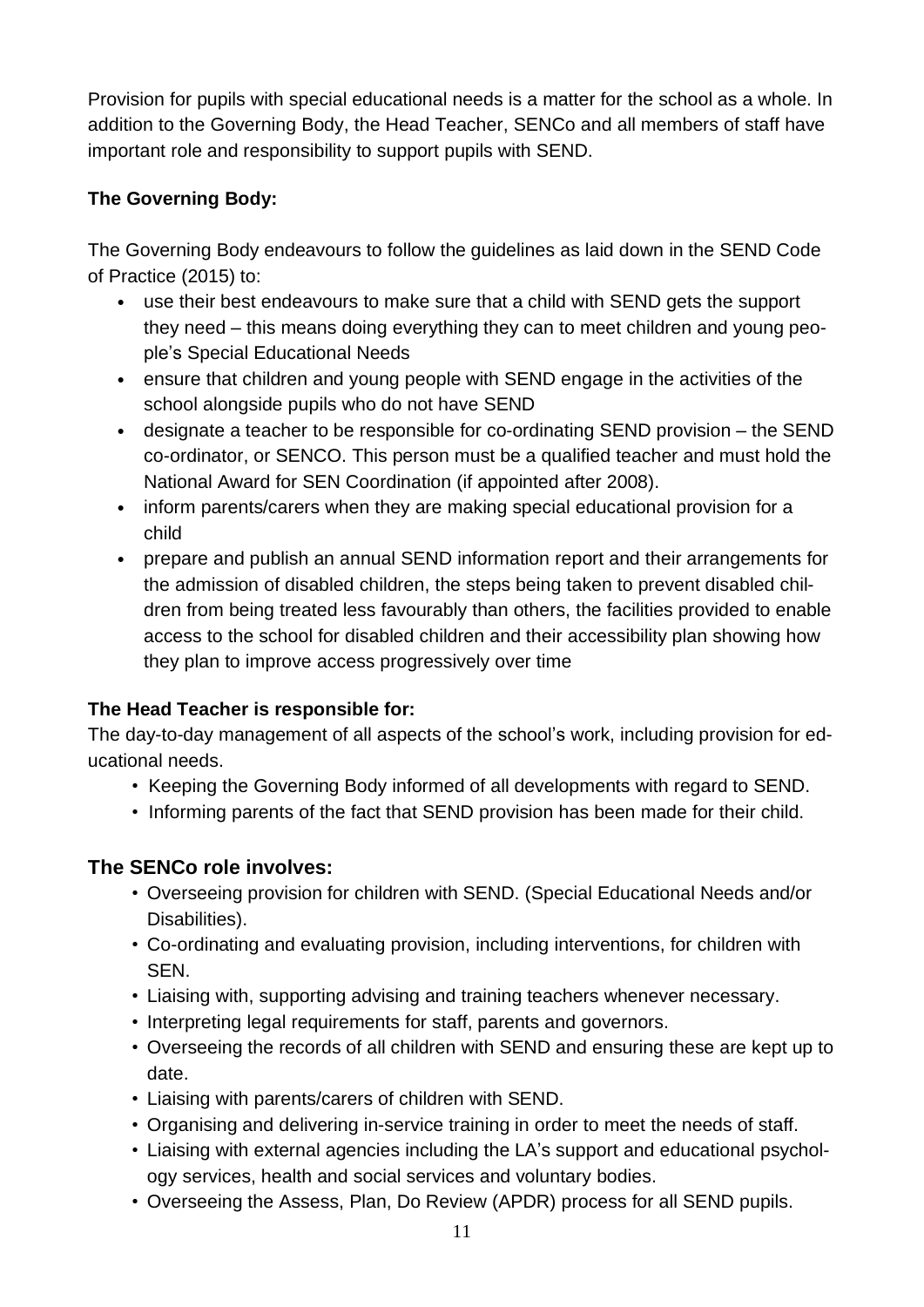Provision for pupils with special educational needs is a matter for the school as a whole. In addition to the Governing Body, the Head Teacher, SENCo and all members of staff have important role and responsibility to support pupils with SEND.

**The Governing Body:**

The Governing Body endeavours to follow the guidelines as laid down in the SEND Code of Practice (2015) to:

- use their best endeavours to make sure that a child with SEND gets the support they need – this means doing everything they can to meet children and young people's Special Educational Needs
- ensure that children and young people with SEND engage in the activities of the school alongside pupils who do not have SEND
- designate a teacher to be responsible for co-ordinating SEND provision – the SEND co-ordinator, or SENCO. This person must be a qualified teacher and must hold the National Award for SEN Coordination (if appointed after 2008).
- inform parents/carers when they are making special educational provision for a child
- prepare and publish an annual SEND information report and their arrangements for the admission of disabled children, the steps being taken to prevent disabled children from being treated less favourably than others, the facilities provided to enable access to the school for disabled children and their accessibility plan showing how they plan to improve access progressively over time

**The Head Teacher is responsible for:**

The day-to-day management of all aspects of the school's work, including provision for educational needs.

- Keeping the Governing Body informed of all developments with regard to SEND.
- Informing parents of the fact that SEND provision has been made for their child.

## The SENCo role involves:

- Overseeing provision for children with SEND. (Special Educational Needs and/or Disabilities).
- Co-ordinating and evaluating provision, including interventions, for children with SEN.
- Liaising with, supporting advising and training teachers whenever necessary.
- Interpreting legal requirements for staff, parents and governors.
- Overseeing the records of all children with SEND and ensuring these are kept up to date.
- Liaising with parents/carers of children with SEND.
- Organising and delivering in-service training in order to meet the needs of staff.
- Liaising with external agencies including the LA's support and educational psychology services, health and social services and voluntary bodies.
- Overseeing the Assess, Plan, Do Review (APDR) process for all SEND pupils.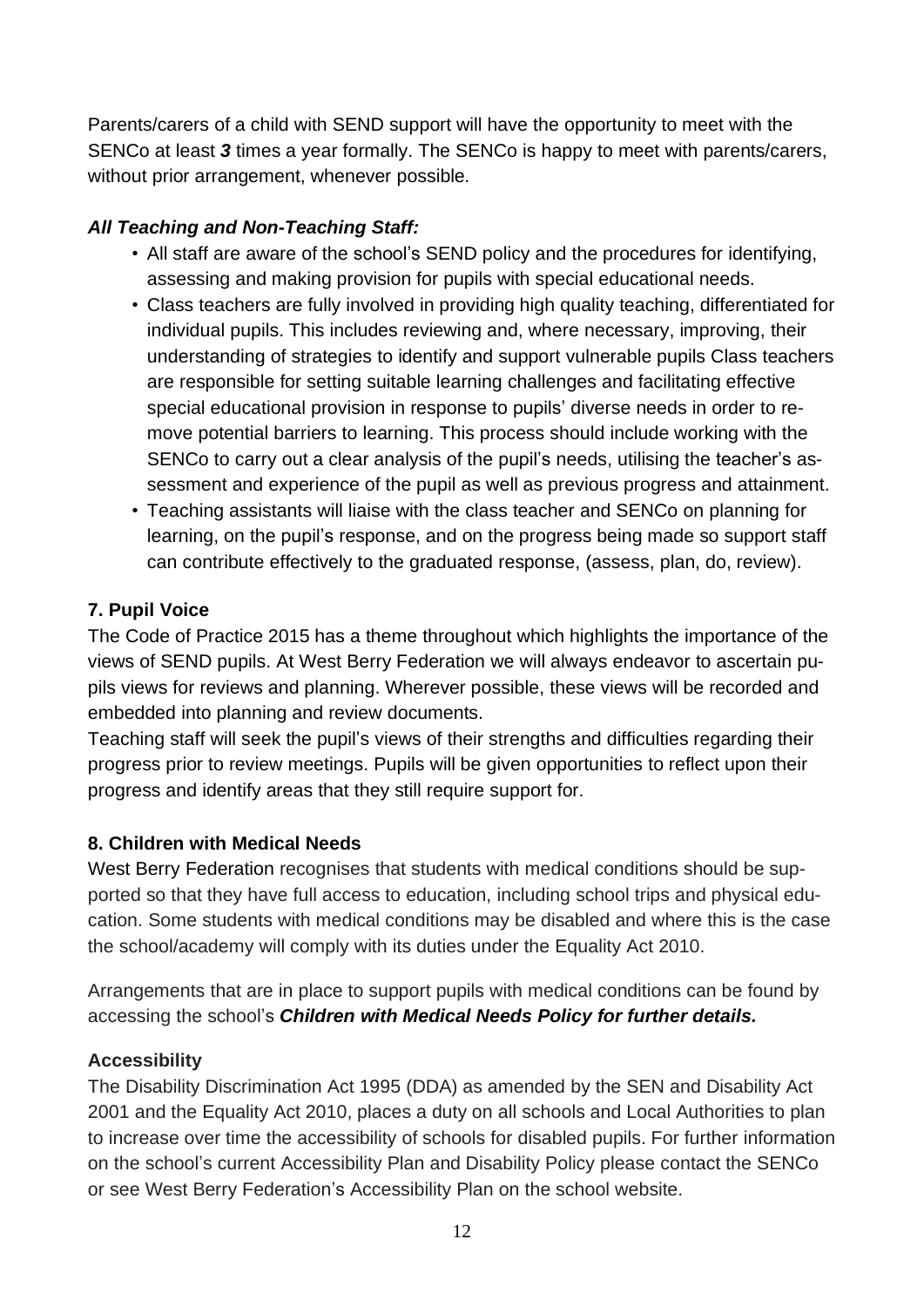Parents/carers of a child with SEND support will have the opportunity to meet with the SENCo at least ***3*** times a year formally. The SENCo is happy to meet with parents/carers, without prior arrangement, whenever possible.

***All Teaching and Non-Teaching Staff:***

- All staff are aware of the school's SEND policy and the procedures for identifying, assessing and making provision for pupils with special educational needs.
- Class teachers are fully involved in providing high quality teaching, differentiated for individual pupils. This includes reviewing and, where necessary, improving, their understanding of strategies to identify and support vulnerable pupils Class teachers are responsible for setting suitable learning challenges and facilitating effective special educational provision in response to pupils' diverse needs in order to remove potential barriers to learning. This process should include working with the SENCo to carry out a clear analysis of the pupil's needs, utilising the teacher's assessment and experience of the pupil as well as previous progress and attainment.
- Teaching assistants will liaise with the class teacher and SENCo on planning for learning, on the pupil's response, and on the progress being made so support staff can contribute effectively to the graduated response, (assess, plan, do, review).

**7. Pupil Voice**

The Code of Practice 2015 has a theme throughout which highlights the importance of the views of SEND pupils. At West Berry Federation we will always endeavor to ascertain pupils views for reviews and planning. Wherever possible, these views will be recorded and embedded into planning and review documents.

Teaching staff will seek the pupil's views of their strengths and difficulties regarding their progress prior to review meetings. Pupils will be given opportunities to reflect upon their progress and identify areas that they still require support for.

**8. Children with Medical Needs**

West Berry Federation recognises that students with medical conditions should be supported so that they have full access to education, including school trips and physical education. Some students with medical conditions may be disabled and where this is the case the school/academy will comply with its duties under the Equality Act 2010.

Arrangements that are in place to support pupils with medical conditions can be found by accessing the school's ***Children with Medical Needs Policy for further details.***

**Accessibility**

The Disability Discrimination Act 1995 (DDA) as amended by the SEN and Disability Act 2001 and the Equality Act 2010, places a duty on all schools and Local Authorities to plan to increase over time the accessibility of schools for disabled pupils. For further information on the school's current Accessibility Plan and Disability Policy please contact the SENCo or see West Berry Federation's Accessibility Plan on the school website.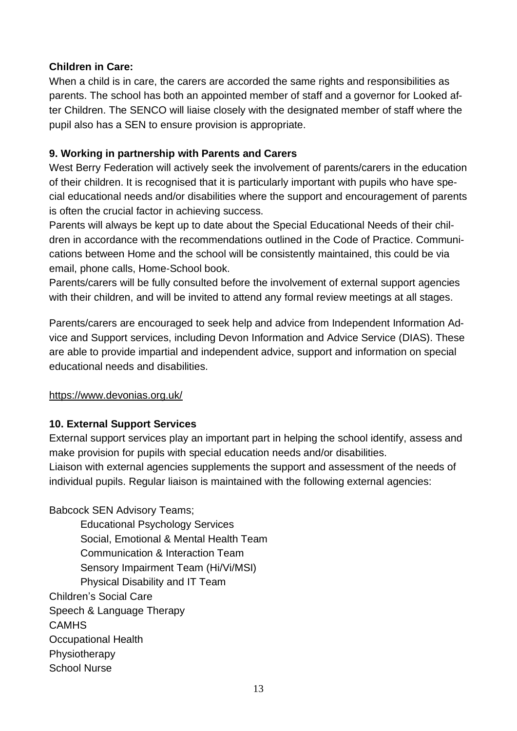**Children in Care:**

When a child is in care, the carers are accorded the same rights and responsibilities as parents. The school has both an appointed member of staff and a governor for Looked after Children. The SENCO will liaise closely with the designated member of staff where the pupil also has a SEN to ensure provision is appropriate.

**9. Working in partnership with Parents and Carers**

West Berry Federation will actively seek the involvement of parents/carers in the education of their children. It is recognised that it is particularly important with pupils who have special educational needs and/or disabilities where the support and encouragement of parents is often the crucial factor in achieving success.

Parents will always be kept up to date about the Special Educational Needs of their children in accordance with the recommendations outlined in the Code of Practice. Communications between Home and the school will be consistently maintained, this could be via email, phone calls, Home-School book.

Parents/carers will be fully consulted before the involvement of external support agencies with their children, and will be invited to attend any formal review meetings at all stages.

Parents/carers are encouraged to seek help and advice from Independent Information Advice and Support services, including Devon Information and Advice Service (DIAS). These are able to provide impartial and independent advice, support and information on special educational needs and disabilities.

https://www.devonias.org.uk/

**10. External Support Services**

External support services play an important part in helping the school identify, assess and make provision for pupils with special education needs and/or disabilities.

Liaison with external agencies supplements the support and assessment of the needs of individual pupils. Regular liaison is maintained with the following external agencies:

Babcock SEN Advisory Teams;

- Educational Psychology Services
- Social, Emotional & Mental Health Team
- Communication & Interaction Team
- Sensory Impairment Team (Hi/Vi/MSI)
- Physical Disability and IT Team

Children's Social Care

Speech & Language Therapy

CAMHS

Occupational Health

Physiotherapy

School Nurse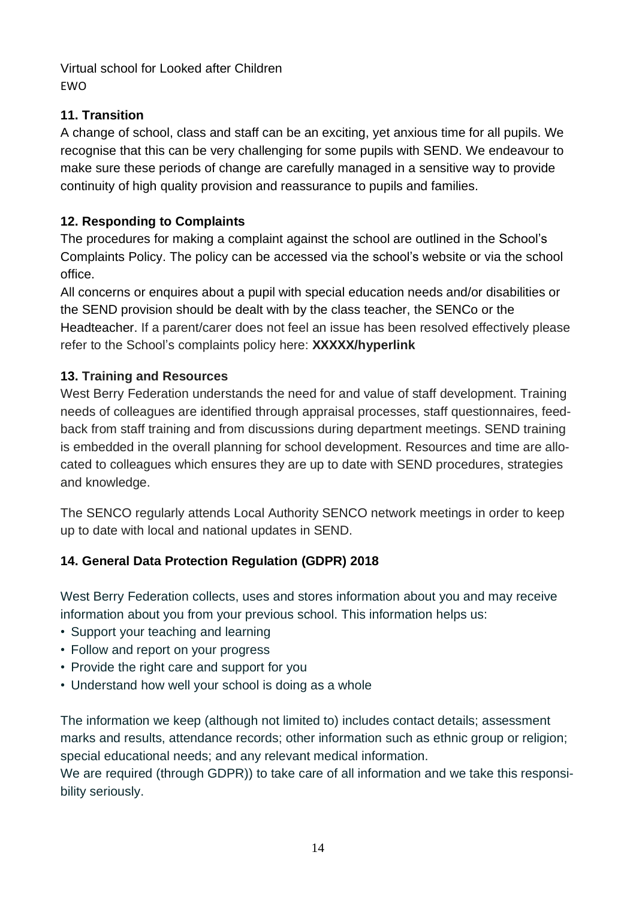Virtual school for Looked after Children
EWO

**11. Transition**

A change of school, class and staff can be an exciting, yet anxious time for all pupils. We recognise that this can be very challenging for some pupils with SEND. We endeavour to make sure these periods of change are carefully managed in a sensitive way to provide continuity of high quality provision and reassurance to pupils and families.

**12. Responding to Complaints**

The procedures for making a complaint against the school are outlined in the School's Complaints Policy. The policy can be accessed via the school's website or via the school office.

All concerns or enquires about a pupil with special education needs and/or disabilities or the SEND provision should be dealt with by the class teacher, the SENCo or the Headteacher. If a parent/carer does not feel an issue has been resolved effectively please refer to the School's complaints policy here: **XXXXX/hyperlink**

**13. Training and Resources**

West Berry Federation understands the need for and value of staff development. Training needs of colleagues are identified through appraisal processes, staff questionnaires, feedback from staff training and from discussions during department meetings. SEND training is embedded in the overall planning for school development. Resources and time are allocated to colleagues which ensures they are up to date with SEND procedures, strategies and knowledge.

The SENCO regularly attends Local Authority SENCO network meetings in order to keep up to date with local and national updates in SEND.

**14. General Data Protection Regulation (GDPR) 2018**

West Berry Federation collects, uses and stores information about you and may receive information about you from your previous school. This information helps us:

- Support your teaching and learning
- Follow and report on your progress
- Provide the right care and support for you
- Understand how well your school is doing as a whole

The information we keep (although not limited to) includes contact details; assessment marks and results, attendance records; other information such as ethnic group or religion; special educational needs; and any relevant medical information.

We are required (through GDPR)) to take care of all information and we take this responsibility seriously.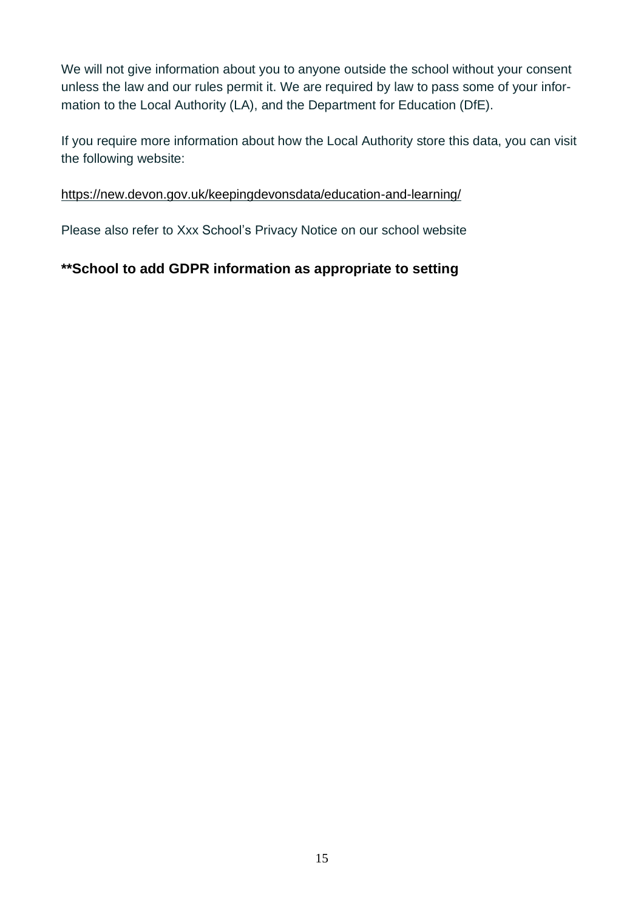We will not give information about you to anyone outside the school without your consent unless the law and our rules permit it. We are required by law to pass some of your information to the Local Authority (LA), and the Department for Education (DfE).

If you require more information about how the Local Authority store this data, you can visit the following website:

https://new.devon.gov.uk/keepingdevonsdata/education-and-learning/

Please also refer to Xxx School's Privacy Notice on our school website

**\*\*School to add GDPR information as appropriate to setting**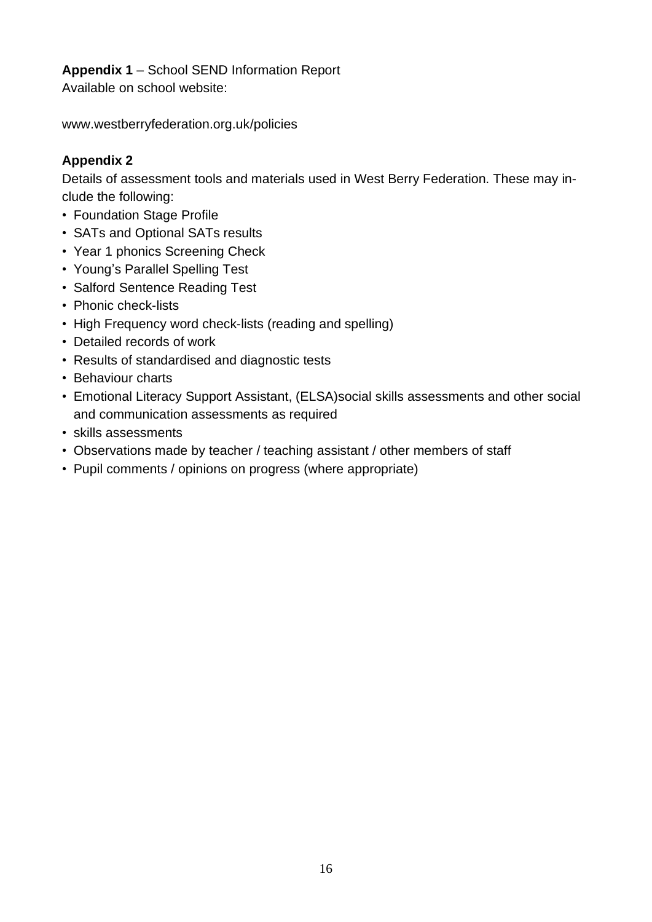**Appendix 1** – School SEND Information Report
Available on school website:

www.westberryfederation.org.uk/policies

**Appendix 2**

Details of assessment tools and materials used in West Berry Federation. These may include the following:

- Foundation Stage Profile
- SATs and Optional SATs results
- Year 1 phonics Screening Check
- Young's Parallel Spelling Test
- Salford Sentence Reading Test
- Phonic check-lists
- High Frequency word check-lists (reading and spelling)
- Detailed records of work
- Results of standardised and diagnostic tests
- Behaviour charts
- Emotional Literacy Support Assistant, (ELSA)social skills assessments and other social and communication assessments as required
- skills assessments
- Observations made by teacher / teaching assistant / other members of staff
- Pupil comments / opinions on progress (where appropriate)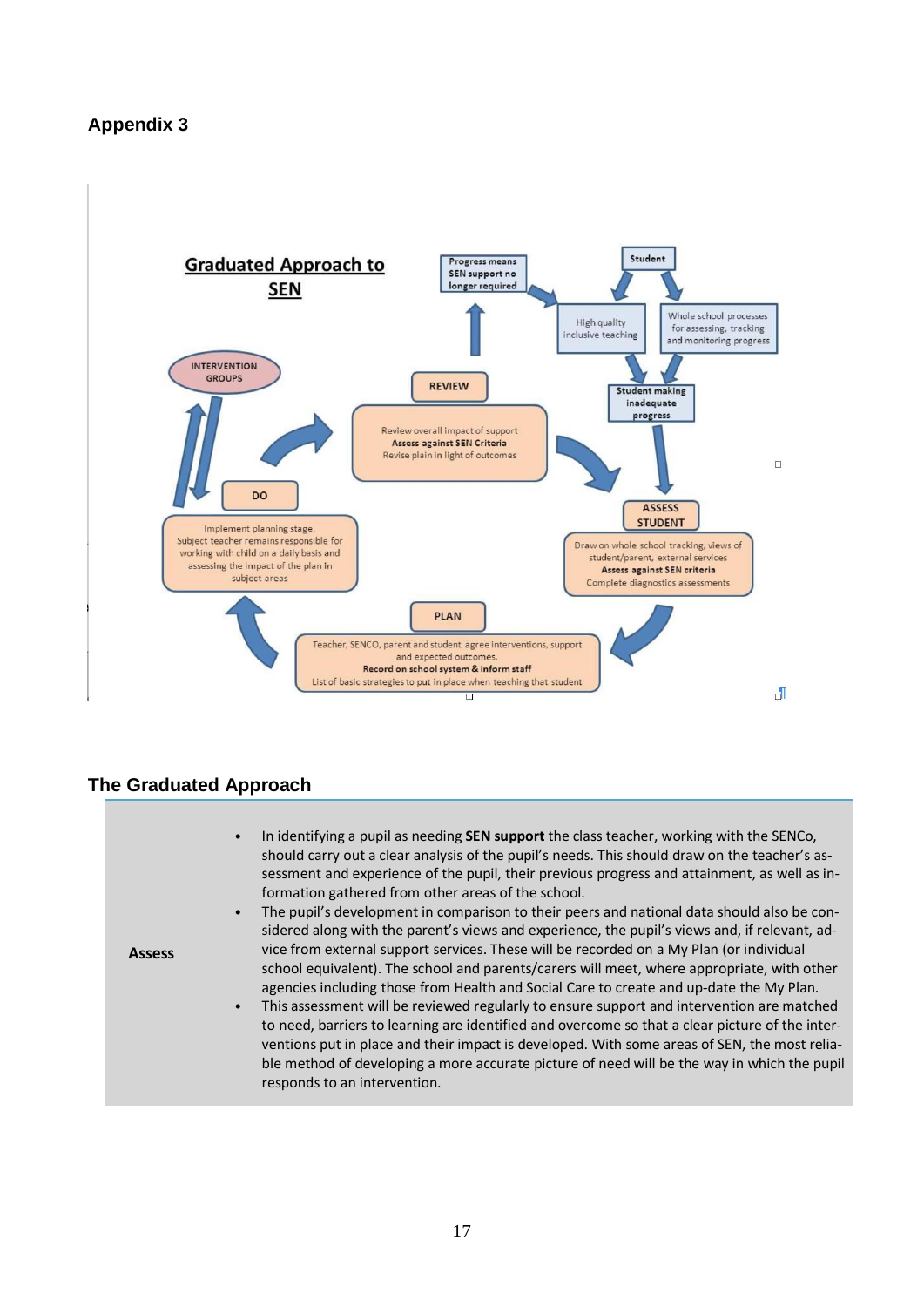## Appendix 3

**Graduated Approach to SEN**

Progress means SEN support no longer required

Student

High quality inclusive teaching

Whole school processes for assessing, tracking and monitoring progress

Student making inadequate progress

**ASSESS STUDENT**

Draw on whole school tracking, views of student/parent, external services
**Assess against SEN criteria**
Complete diagnostics assessments

**PLAN**

Teacher, SENCO, parent and student agree interventions, support and expected outcomes.
**Record on school system & inform staff**
List of basic strategies to put in place when teaching that student

**DO**

Implement planning stage.
Subject teacher remains responsible for working with child on a daily basis and assessing the impact of the plan in subject areas

INTERVENTION GROUPS

**REVIEW**

Review overall impact of support
**Assess against SEN Criteria**
Revise plain in light of outcomes

## The Graduated Approach

**Assess**

- In identifying a pupil as needing **SEN support** the class teacher, working with the SENCo, should carry out a clear analysis of the pupil's needs. This should draw on the teacher's assessment and experience of the pupil, their previous progress and attainment, as well as information gathered from other areas of the school.
- The pupil's development in comparison to their peers and national data should also be considered along with the parent's views and experience, the pupil's views and, if relevant, advice from external support services. These will be recorded on a My Plan (or individual school equivalent). The school and parents/carers will meet, where appropriate, with other agencies including those from Health and Social Care to create and up-date the My Plan.
- This assessment will be reviewed regularly to ensure support and intervention are matched to need, barriers to learning are identified and overcome so that a clear picture of the interventions put in place and their impact is developed. With some areas of SEN, the most reliable method of developing a more accurate picture of need will be the way in which the pupil responds to an intervention.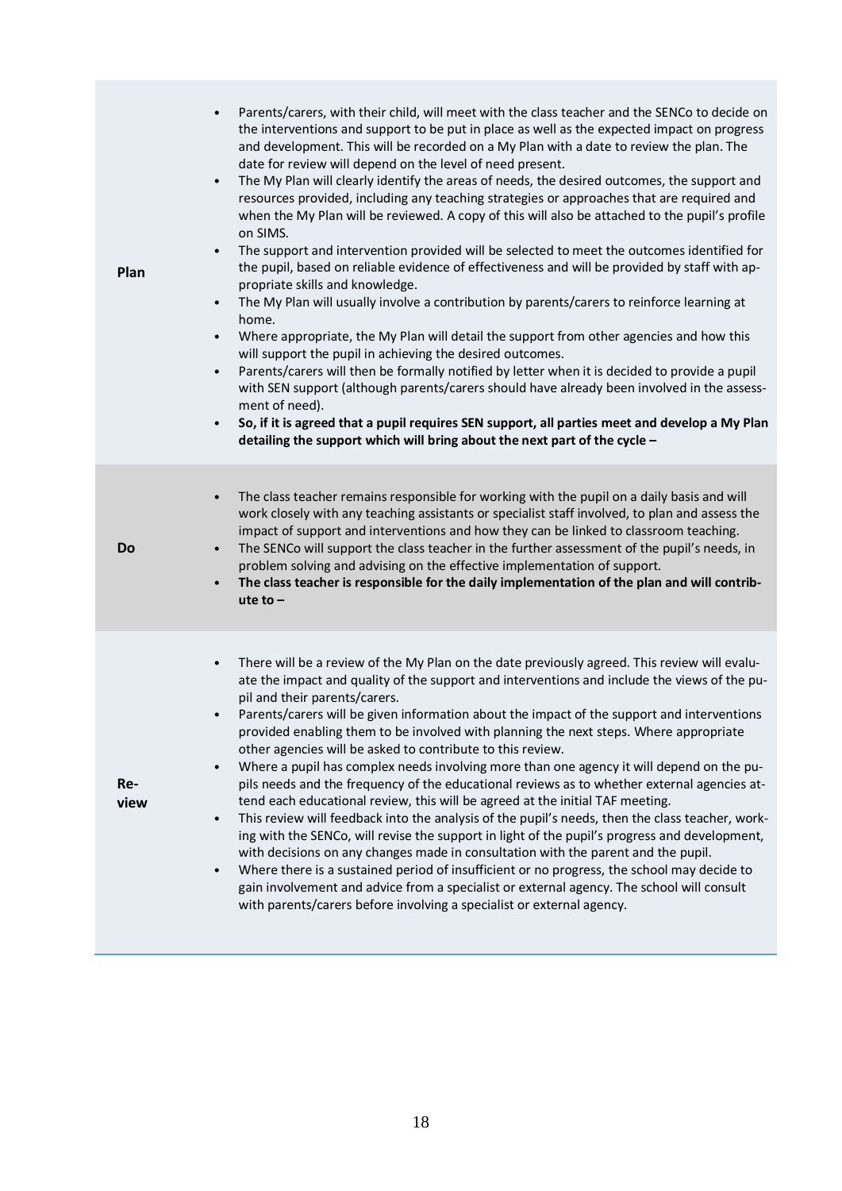| | |
|---|---|
| **Plan** | • Parents/carers, with their child, will meet with the class teacher and the SENCo to decide on the interventions and support to be put in place as well as the expected impact on progress and development. This will be recorded on a My Plan with a date to review the plan. The date for review will depend on the level of need present.<br>• The My Plan will clearly identify the areas of needs, the desired outcomes, the support and resources provided, including any teaching strategies or approaches that are required and when the My Plan will be reviewed. A copy of this will also be attached to the pupil's profile on SIMS.<br>• The support and intervention provided will be selected to meet the outcomes identified for the pupil, based on reliable evidence of effectiveness and will be provided by staff with appropriate skills and knowledge.<br>• The My Plan will usually involve a contribution by parents/carers to reinforce learning at home.<br>• Where appropriate, the My Plan will detail the support from other agencies and how this will support the pupil in achieving the desired outcomes.<br>• Parents/carers will then be formally notified by letter when it is decided to provide a pupil with SEN support (although parents/carers should have already been involved in the assessment of need).<br>• **So, if it is agreed that a pupil requires SEN support, all parties meet and develop a My Plan detailing the support which will bring about the next part of the cycle –** |
| **Do** | • The class teacher remains responsible for working with the pupil on a daily basis and will work closely with any teaching assistants or specialist staff involved, to plan and assess the impact of support and interventions and how they can be linked to classroom teaching.<br>• The SENCo will support the class teacher in the further assessment of the pupil's needs, in problem solving and advising on the effective implementation of support.<br>• **The class teacher is responsible for the daily implementation of the plan and will contribute to –** |
| **Review** | • There will be a review of the My Plan on the date previously agreed. This review will evaluate the impact and quality of the support and interventions and include the views of the pupil and their parents/carers.<br>• Parents/carers will be given information about the impact of the support and interventions provided enabling them to be involved with planning the next steps. Where appropriate other agencies will be asked to contribute to this review.<br>• Where a pupil has complex needs involving more than one agency it will depend on the pupils needs and the frequency of the educational reviews as to whether external agencies attend each educational review, this will be agreed at the initial TAF meeting.<br>• This review will feedback into the analysis of the pupil's needs, then the class teacher, working with the SENCo, will revise the support in light of the pupil's progress and development, with decisions on any changes made in consultation with the parent and the pupil.<br>• Where there is a sustained period of insufficient or no progress, the school may decide to gain involvement and advice from a specialist or external agency. The school will consult with parents/carers before involving a specialist or external agency. |